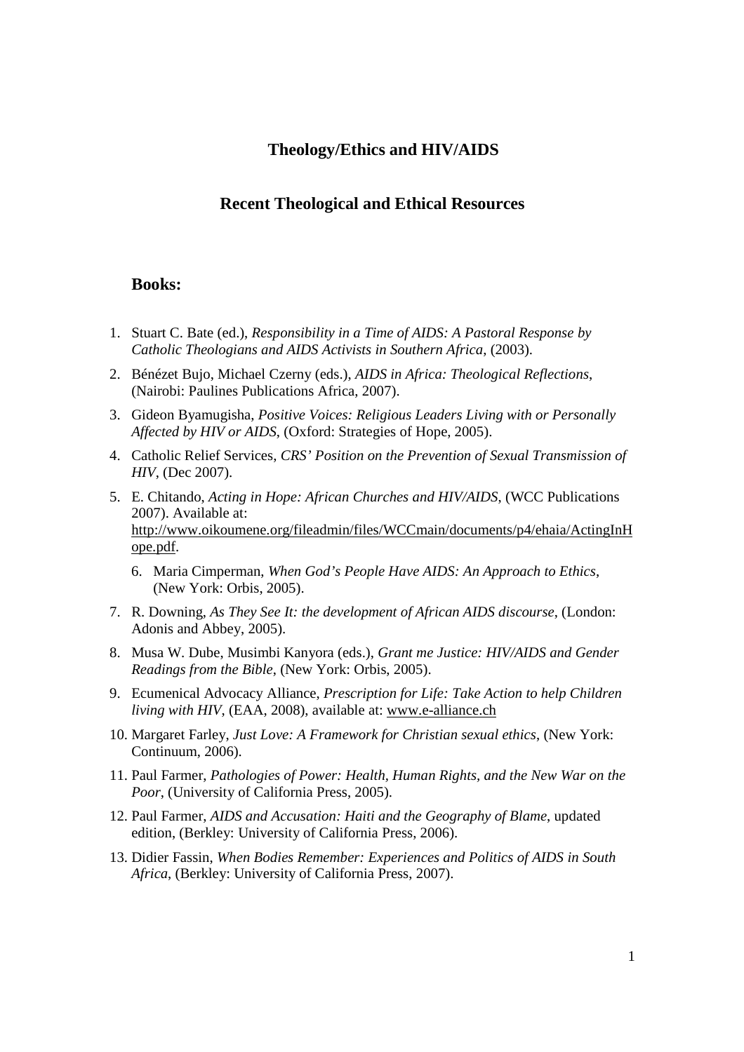## Theology/Ethics and HIV/AIDS

## Recent Theological and Ethical Resources

### Books:

1. Stuart C. Bate (ed.), *Responsibility in a Time of AIDS: A Pastoral Response by Catholic Theologians and AIDS Activists in Southern Africa*, (2003).
2. Bénézet Bujo, Michael Czerny (eds.), *AIDS in Africa: Theological Reflections*, (Nairobi: Paulines Publications Africa, 2007).
3. Gideon Byamugisha, *Positive Voices: Religious Leaders Living with or Personally Affected by HIV or AIDS*, (Oxford: Strategies of Hope, 2005).
4. Catholic Relief Services, *CRS' Position on the Prevention of Sexual Transmission of HIV*, (Dec 2007).
5. E. Chitando, *Acting in Hope: African Churches and HIV/AIDS*, (WCC Publications 2007). Available at: http://www.oikoumene.org/fileadmin/files/WCCmain/documents/p4/ehaia/ActingInHope.pdf.
6. Maria Cimperman, *When God's People Have AIDS: An Approach to Ethics*, (New York: Orbis, 2005).
7. R. Downing, *As They See It: the development of African AIDS discourse*, (London: Adonis and Abbey, 2005).
8. Musa W. Dube, Musimbi Kanyora (eds.), *Grant me Justice: HIV/AIDS and Gender Readings from the Bible*, (New York: Orbis, 2005).
9. Ecumenical Advocacy Alliance, *Prescription for Life: Take Action to help Children living with HIV*, (EAA, 2008), available at: www.e-alliance.ch
10. Margaret Farley, *Just Love: A Framework for Christian sexual ethics*, (New York: Continuum, 2006).
11. Paul Farmer, *Pathologies of Power: Health, Human Rights, and the New War on the Poor*, (University of California Press, 2005).
12. Paul Farmer, *AIDS and Accusation: Haiti and the Geography of Blame*, updated edition, (Berkley: University of California Press, 2006).
13. Didier Fassin, *When Bodies Remember: Experiences and Politics of AIDS in South Africa*, (Berkley: University of California Press, 2007).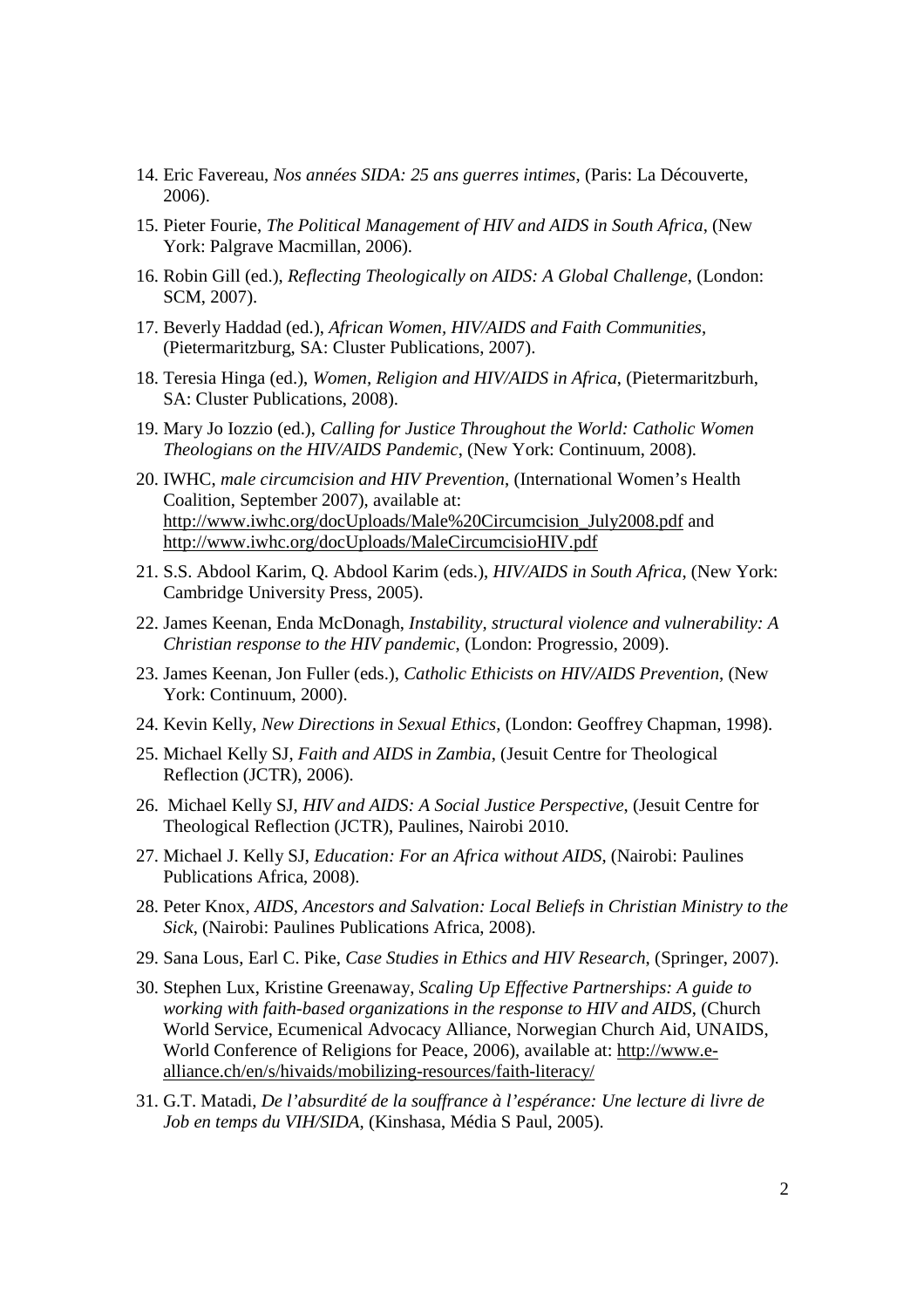14. Eric Favereau, *Nos années SIDA: 25 ans guerres intimes*, (Paris: La Découverte, 2006).
15. Pieter Fourie, *The Political Management of HIV and AIDS in South Africa*, (New York: Palgrave Macmillan, 2006).
16. Robin Gill (ed.), *Reflecting Theologically on AIDS: A Global Challenge*, (London: SCM, 2007).
17. Beverly Haddad (ed.), *African Women, HIV/AIDS and Faith Communities*, (Pietermaritzburg, SA: Cluster Publications, 2007).
18. Teresia Hinga (ed.), *Women, Religion and HIV/AIDS in Africa*, (Pietermaritzburh, SA: Cluster Publications, 2008).
19. Mary Jo Iozzio (ed.), *Calling for Justice Throughout the World: Catholic Women Theologians on the HIV/AIDS Pandemic*, (New York: Continuum, 2008).
20. IWHC, *male circumcision and HIV Prevention*, (International Women's Health Coalition, September 2007), available at: http://www.iwhc.org/docUploads/Male%20Circumcision_July2008.pdf and http://www.iwhc.org/docUploads/MaleCircumcisioHIV.pdf
21. S.S. Abdool Karim, Q. Abdool Karim (eds.), *HIV/AIDS in South Africa*, (New York: Cambridge University Press, 2005).
22. James Keenan, Enda McDonagh, *Instability, structural violence and vulnerability: A Christian response to the HIV pandemic*, (London: Progressio, 2009).
23. James Keenan, Jon Fuller (eds.), *Catholic Ethicists on HIV/AIDS Prevention*, (New York: Continuum, 2000).
24. Kevin Kelly, *New Directions in Sexual Ethics*, (London: Geoffrey Chapman, 1998).
25. Michael Kelly SJ, *Faith and AIDS in Zambia*, (Jesuit Centre for Theological Reflection (JCTR), 2006).
26. Michael Kelly SJ, *HIV and AIDS: A Social Justice Perspective*, (Jesuit Centre for Theological Reflection (JCTR), Paulines, Nairobi 2010.
27. Michael J. Kelly SJ, *Education: For an Africa without AIDS*, (Nairobi: Paulines Publications Africa, 2008).
28. Peter Knox, *AIDS, Ancestors and Salvation: Local Beliefs in Christian Ministry to the Sick*, (Nairobi: Paulines Publications Africa, 2008).
29. Sana Lous, Earl C. Pike, *Case Studies in Ethics and HIV Research*, (Springer, 2007).
30. Stephen Lux, Kristine Greenaway, *Scaling Up Effective Partnerships: A guide to working with faith-based organizations in the response to HIV and AIDS*, (Church World Service, Ecumenical Advocacy Alliance, Norwegian Church Aid, UNAIDS, World Conference of Religions for Peace, 2006), available at: http://www.e-alliance.ch/en/s/hivaids/mobilizing-resources/faith-literacy/
31. G.T. Matadi, *De l'absurdité de la souffrance à l'espérance: Une lecture di livre de Job en temps du VIH/SIDA*, (Kinshasa, Média S Paul, 2005).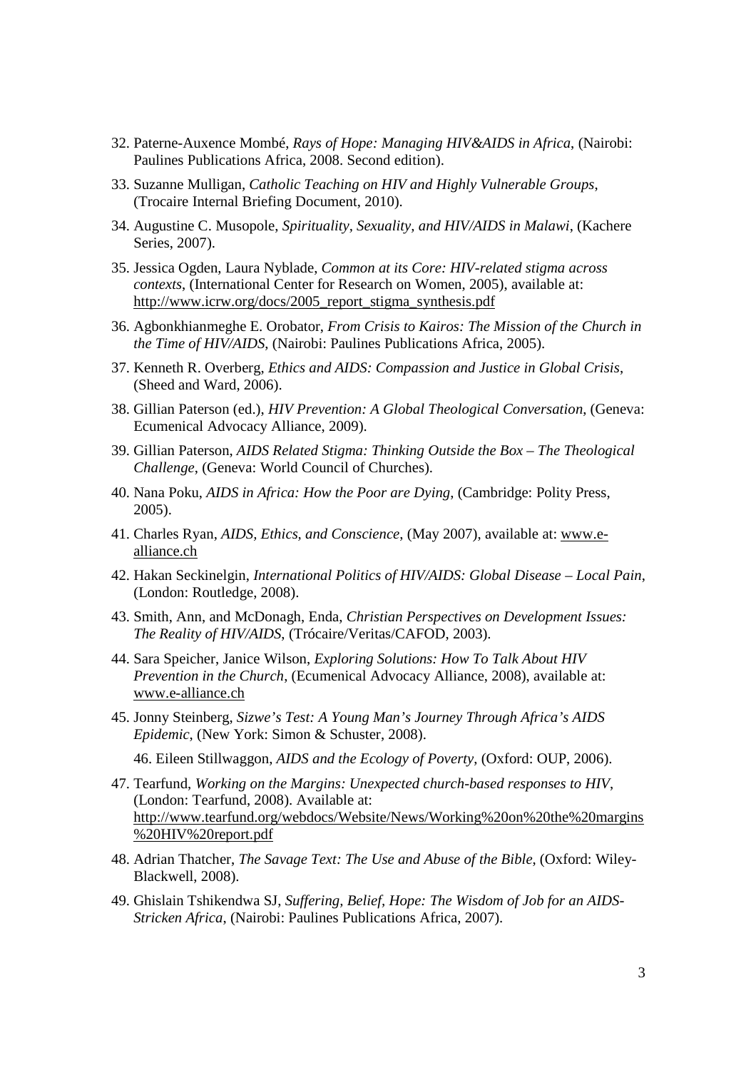32. Paterne-Auxence Mombé, *Rays of Hope: Managing HIV&AIDS in Africa*, (Nairobi: Paulines Publications Africa, 2008. Second edition).

33. Suzanne Mulligan, *Catholic Teaching on HIV and Highly Vulnerable Groups*, (Trocaire Internal Briefing Document, 2010).

34. Augustine C. Musopole, *Spirituality, Sexuality, and HIV/AIDS in Malawi*, (Kachere Series, 2007).

35. Jessica Ogden, Laura Nyblade, *Common at its Core: HIV-related stigma across contexts*, (International Center for Research on Women, 2005), available at: http://www.icrw.org/docs/2005_report_stigma_synthesis.pdf

36. Agbonkhianmeghe E. Orobator, *From Crisis to Kairos: The Mission of the Church in the Time of HIV/AIDS*, (Nairobi: Paulines Publications Africa, 2005).

37. Kenneth R. Overberg, *Ethics and AIDS: Compassion and Justice in Global Crisis*, (Sheed and Ward, 2006).

38. Gillian Paterson (ed.), *HIV Prevention: A Global Theological Conversation*, (Geneva: Ecumenical Advocacy Alliance, 2009).

39. Gillian Paterson, *AIDS Related Stigma: Thinking Outside the Box – The Theological Challenge*, (Geneva: World Council of Churches).

40. Nana Poku, *AIDS in Africa: How the Poor are Dying*, (Cambridge: Polity Press, 2005).

41. Charles Ryan, *AIDS, Ethics, and Conscience*, (May 2007), available at: www.e-alliance.ch

42. Hakan Seckinelgin, *International Politics of HIV/AIDS: Global Disease – Local Pain*, (London: Routledge, 2008).

43. Smith, Ann, and McDonagh, Enda, *Christian Perspectives on Development Issues: The Reality of HIV/AIDS*, (Trócaire/Veritas/CAFOD, 2003).

44. Sara Speicher, Janice Wilson, *Exploring Solutions: How To Talk About HIV Prevention in the Church*, (Ecumenical Advocacy Alliance, 2008), available at: www.e-alliance.ch

45. Jonny Steinberg, *Sizwe's Test: A Young Man's Journey Through Africa's AIDS Epidemic*, (New York: Simon & Schuster, 2008).

46. Eileen Stillwaggon, *AIDS and the Ecology of Poverty*, (Oxford: OUP, 2006).

47. Tearfund, *Working on the Margins: Unexpected church-based responses to HIV*, (London: Tearfund, 2008). Available at: http://www.tearfund.org/webdocs/Website/News/Working%20on%20the%20margins%20HIV%20report.pdf

48. Adrian Thatcher, *The Savage Text: The Use and Abuse of the Bible*, (Oxford: Wiley-Blackwell, 2008).

49. Ghislain Tshikendwa SJ, *Suffering, Belief, Hope: The Wisdom of Job for an AIDS-Stricken Africa*, (Nairobi: Paulines Publications Africa, 2007).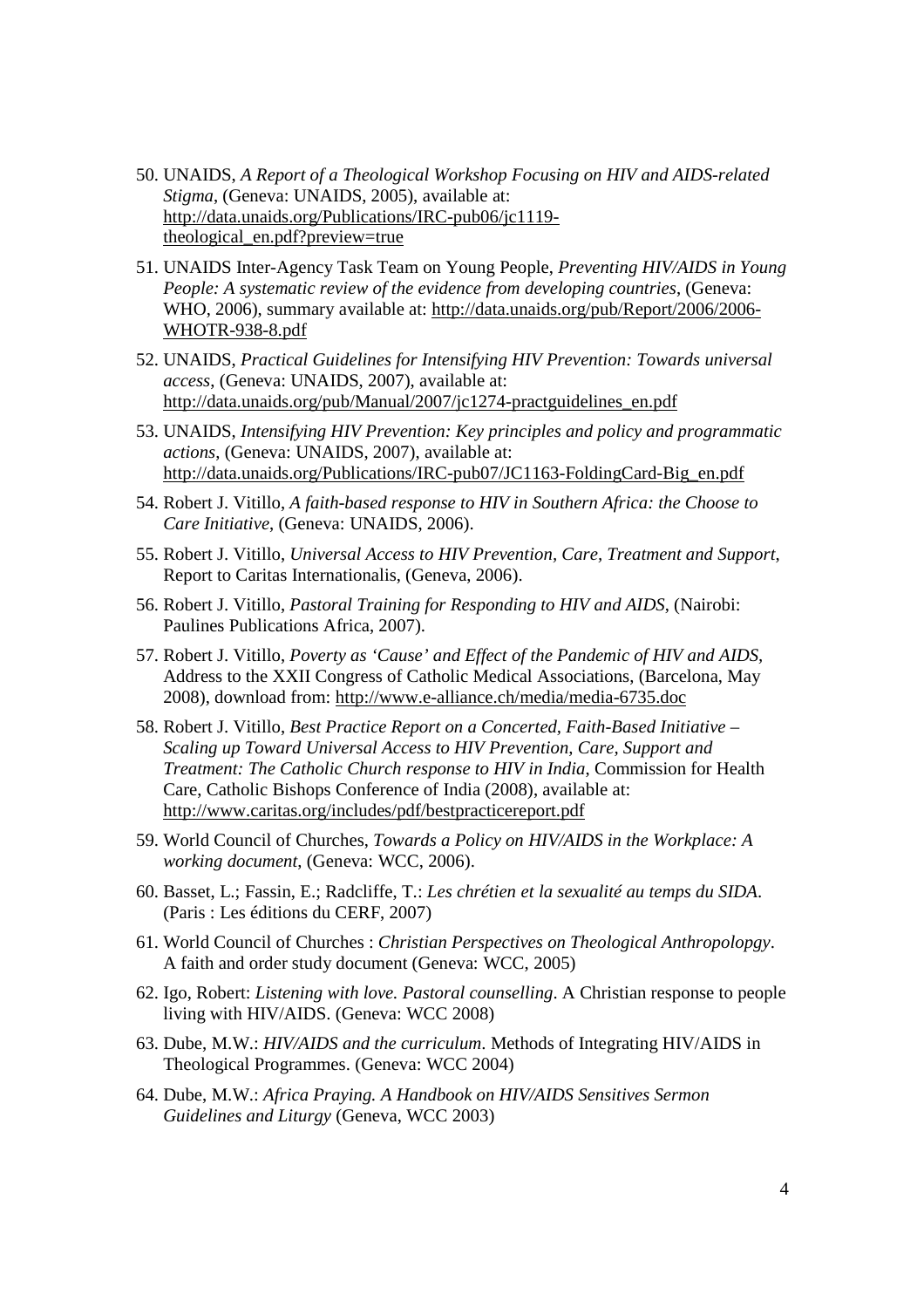50. UNAIDS, *A Report of a Theological Workshop Focusing on HIV and AIDS-related Stigma*, (Geneva: UNAIDS, 2005), available at: http://data.unaids.org/Publications/IRC-pub06/jc1119-theological_en.pdf?preview=true

51. UNAIDS Inter-Agency Task Team on Young People, *Preventing HIV/AIDS in Young People: A systematic review of the evidence from developing countries*, (Geneva: WHO, 2006), summary available at: http://data.unaids.org/pub/Report/2006/2006-WHOTR-938-8.pdf

52. UNAIDS, *Practical Guidelines for Intensifying HIV Prevention: Towards universal access*, (Geneva: UNAIDS, 2007), available at: http://data.unaids.org/pub/Manual/2007/jc1274-practguidelines_en.pdf

53. UNAIDS, *Intensifying HIV Prevention: Key principles and policy and programmatic actions*, (Geneva: UNAIDS, 2007), available at: http://data.unaids.org/Publications/IRC-pub07/JC1163-FoldingCard-Big_en.pdf

54. Robert J. Vitillo, *A faith-based response to HIV in Southern Africa: the Choose to Care Initiative*, (Geneva: UNAIDS, 2006).

55. Robert J. Vitillo, *Universal Access to HIV Prevention, Care, Treatment and Support*, Report to Caritas Internationalis, (Geneva, 2006).

56. Robert J. Vitillo, *Pastoral Training for Responding to HIV and AIDS*, (Nairobi: Paulines Publications Africa, 2007).

57. Robert J. Vitillo, *Poverty as 'Cause' and Effect of the Pandemic of HIV and AIDS*, Address to the XXII Congress of Catholic Medical Associations, (Barcelona, May 2008), download from: http://www.e-alliance.ch/media/media-6735.doc

58. Robert J. Vitillo, *Best Practice Report on a Concerted, Faith-Based Initiative – Scaling up Toward Universal Access to HIV Prevention, Care, Support and Treatment: The Catholic Church response to HIV in India*, Commission for Health Care, Catholic Bishops Conference of India (2008), available at: http://www.caritas.org/includes/pdf/bestpracticereport.pdf

59. World Council of Churches, *Towards a Policy on HIV/AIDS in the Workplace: A working document*, (Geneva: WCC, 2006).

60. Basset, L.; Fassin, E.; Radcliffe, T.: *Les chrétien et la sexualité au temps du SIDA*. (Paris : Les éditions du CERF, 2007)

61. World Council of Churches : *Christian Perspectives on Theological Anthropolopgy*. A faith and order study document (Geneva: WCC, 2005)

62. Igo, Robert: *Listening with love. Pastoral counselling*. A Christian response to people living with HIV/AIDS. (Geneva: WCC 2008)

63. Dube, M.W.: *HIV/AIDS and the curriculum*. Methods of Integrating HIV/AIDS in Theological Programmes. (Geneva: WCC 2004)

64. Dube, M.W.: *Africa Praying. A Handbook on HIV/AIDS Sensitives Sermon Guidelines and Liturgy* (Geneva, WCC 2003)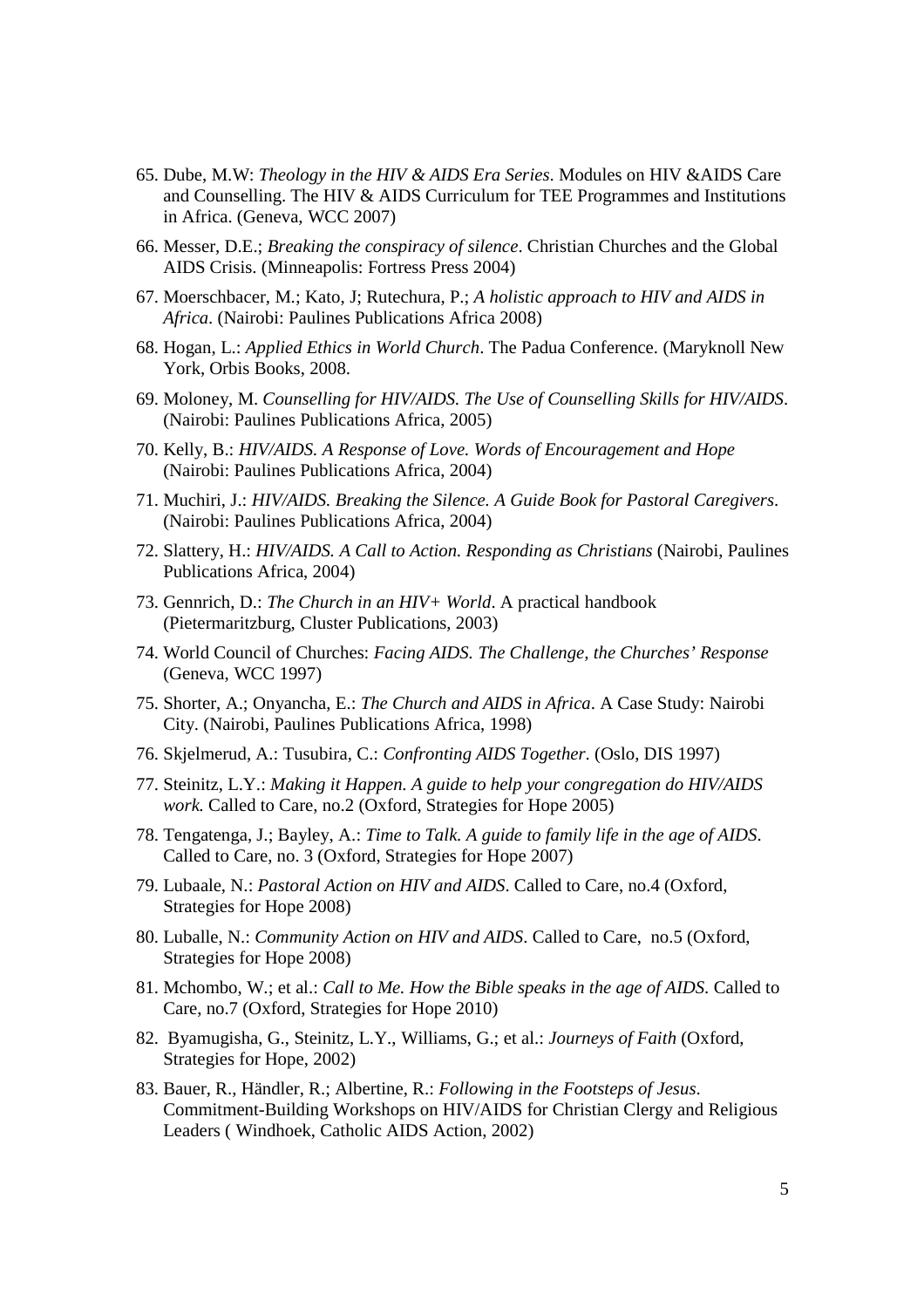65. Dube, M.W: *Theology in the HIV & AIDS Era Series*. Modules on HIV &AIDS Care and Counselling. The HIV & AIDS Curriculum for TEE Programmes and Institutions in Africa. (Geneva, WCC 2007)

66. Messer, D.E.; *Breaking the conspiracy of silence*. Christian Churches and the Global AIDS Crisis. (Minneapolis: Fortress Press 2004)

67. Moerschbacer, M.; Kato, J; Rutechura, P.; *A holistic approach to HIV and AIDS in Africa*. (Nairobi: Paulines Publications Africa 2008)

68. Hogan, L.: *Applied Ethics in World Church*. The Padua Conference. (Maryknoll New York, Orbis Books, 2008.

69. Moloney, M. *Counselling for HIV/AIDS. The Use of Counselling Skills for HIV/AIDS*. (Nairobi: Paulines Publications Africa, 2005)

70. Kelly, B.: *HIV/AIDS. A Response of Love. Words of Encouragement and Hope* (Nairobi: Paulines Publications Africa, 2004)

71. Muchiri, J.: *HIV/AIDS. Breaking the Silence. A Guide Book for Pastoral Caregivers*. (Nairobi: Paulines Publications Africa, 2004)

72. Slattery, H.: *HIV/AIDS. A Call to Action. Responding as Christians* (Nairobi, Paulines Publications Africa, 2004)

73. Gennrich, D.: *The Church in an HIV+ World*. A practical handbook (Pietermaritzburg, Cluster Publications, 2003)

74. World Council of Churches: *Facing AIDS. The Challenge, the Churches' Response* (Geneva, WCC 1997)

75. Shorter, A.; Onyancha, E.: *The Church and AIDS in Africa*. A Case Study: Nairobi City. (Nairobi, Paulines Publications Africa, 1998)

76. Skjelmerud, A.: Tusubira, C.: *Confronting AIDS Together*. (Oslo, DIS 1997)

77. Steinitz, L.Y.: *Making it Happen. A guide to help your congregation do HIV/AIDS work.* Called to Care, no.2 (Oxford, Strategies for Hope 2005)

78. Tengatenga, J.; Bayley, A.: *Time to Talk. A guide to family life in the age of AIDS*. Called to Care, no. 3 (Oxford, Strategies for Hope 2007)

79. Lubaale, N.: *Pastoral Action on HIV and AIDS*. Called to Care, no.4 (Oxford, Strategies for Hope 2008)

80. Luballe, N.: *Community Action on HIV and AIDS*. Called to Care, no.5 (Oxford, Strategies for Hope 2008)

81. Mchombo, W.; et al.: *Call to Me. How the Bible speaks in the age of AIDS*. Called to Care, no.7 (Oxford, Strategies for Hope 2010)

82. Byamugisha, G., Steinitz, L.Y., Williams, G.; et al.: *Journeys of Faith* (Oxford, Strategies for Hope, 2002)

83. Bauer, R., Händler, R.; Albertine, R.: *Following in the Footsteps of Jesus*. Commitment-Building Workshops on HIV/AIDS for Christian Clergy and Religious Leaders ( Windhoek, Catholic AIDS Action, 2002)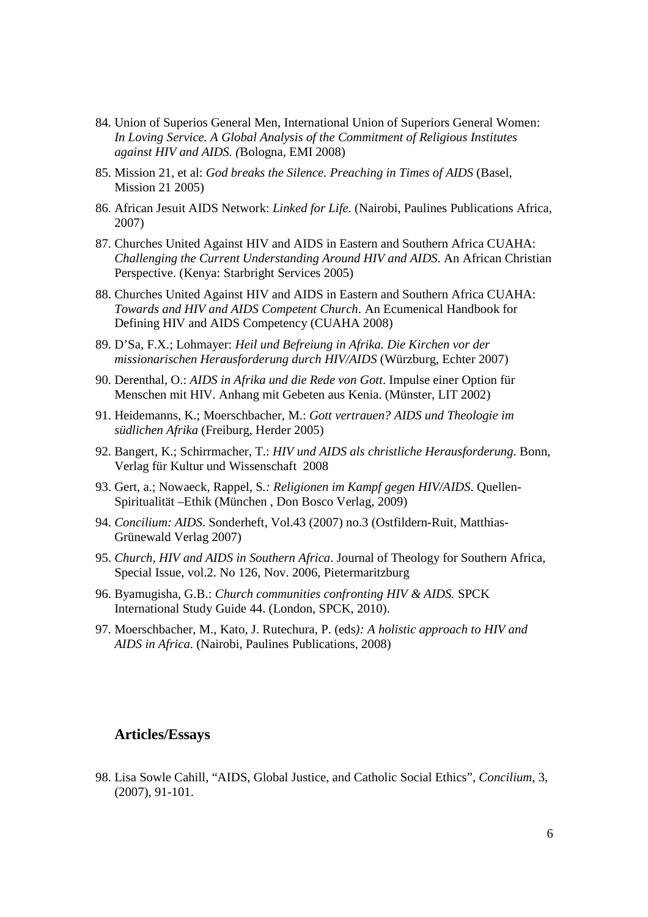84. Union of Superios General Men, International Union of Superiors General Women: *In Loving Service. A Global Analysis of the Commitment of Religious Institutes against HIV and AIDS. (*Bologna, EMI 2008)

85. Mission 21, et al: *God breaks the Silence. Preaching in Times of AIDS* (Basel, Mission 21 2005)

86. African Jesuit AIDS Network: *Linked for Life*. (Nairobi, Paulines Publications Africa, 2007)

87. Churches United Against HIV and AIDS in Eastern and Southern Africa CUAHA: *Challenging the Current Understanding Around HIV and AIDS.* An African Christian Perspective. (Kenya: Starbright Services 2005)

88. Churches United Against HIV and AIDS in Eastern and Southern Africa CUAHA: *Towards and HIV and AIDS Competent Church*. An Ecumenical Handbook for Defining HIV and AIDS Competency (CUAHA 2008)

89. D'Sa, F.X.; Lohmayer: *Heil und Befreiung in Afrika. Die Kirchen vor der missionarischen Herausforderung durch HIV/AIDS* (Würzburg, Echter 2007)

90. Derenthal, O.: *AIDS in Afrika und die Rede von Gott*. Impulse einer Option für Menschen mit HIV. Anhang mit Gebeten aus Kenia. (Münster, LIT 2002)

91. Heidemanns, K.; Moerschbacher, M.: *Gott vertrauen? AIDS und Theologie im südlichen Afrika* (Freiburg, Herder 2005)

92. Bangert, K.; Schirrmacher, T.: *HIV und AIDS als christliche Herausforderung*. Bonn, Verlag für Kultur und Wissenschaft 2008

93. Gert, a.; Nowaeck, Rappel, S.*: Religionen im Kampf gegen HIV/AIDS*. Quellen-Spiritualität –Ethik (München , Don Bosco Verlag, 2009)

94. *Concilium: AIDS*. Sonderheft, Vol.43 (2007) no.3 (Ostfildern-Ruit, Matthias-Grünewald Verlag 2007)

95. *Church, HIV and AIDS in Southern Africa*. Journal of Theology for Southern Africa, Special Issue, vol.2. No 126, Nov. 2006, Pietermaritzburg

96. Byamugisha, G.B.: *Church communities confronting HIV & AIDS.* SPCK International Study Guide 44. (London, SPCK, 2010).

97. Moerschbacher, M., Kato, J. Rutechura, P. (eds*): A holistic approach to HIV and AIDS in Africa*. (Nairobi, Paulines Publications, 2008)

### Articles/Essays

98. Lisa Sowle Cahill, "AIDS, Global Justice, and Catholic Social Ethics", *Concilium*, 3, (2007), 91-101.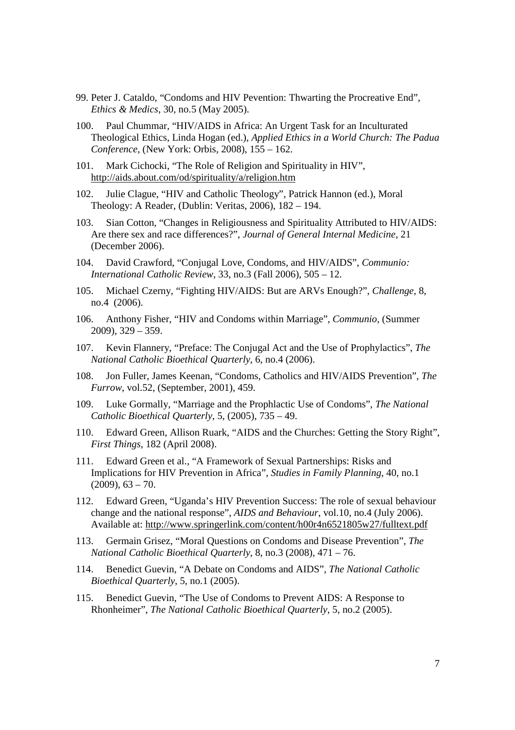99. Peter J. Cataldo, "Condoms and HIV Pevention: Thwarting the Procreative End", *Ethics & Medics*, 30, no.5 (May 2005).

100. Paul Chummar, "HIV/AIDS in Africa: An Urgent Task for an Inculturated Theological Ethics, Linda Hogan (ed.), *Applied Ethics in a World Church: The Padua Conference*, (New York: Orbis, 2008), 155 – 162.

101. Mark Cichocki, "The Role of Religion and Spirituality in HIV", http://aids.about.com/od/spirituality/a/religion.htm

102. Julie Clague, "HIV and Catholic Theology", Patrick Hannon (ed.), Moral Theology: A Reader, (Dublin: Veritas, 2006), 182 – 194.

103. Sian Cotton, "Changes in Religiousness and Spirituality Attributed to HIV/AIDS: Are there sex and race differences?", *Journal of General Internal Medicine*, 21 (December 2006).

104. David Crawford, "Conjugal Love, Condoms, and HIV/AIDS", *Communio: International Catholic Review*, 33, no.3 (Fall 2006), 505 – 12.

105. Michael Czerny, "Fighting HIV/AIDS: But are ARVs Enough?", *Challenge*, 8, no.4 (2006).

106. Anthony Fisher, "HIV and Condoms within Marriage", *Communio*, (Summer 2009), 329 – 359.

107. Kevin Flannery, "Preface: The Conjugal Act and the Use of Prophylactics", *The National Catholic Bioethical Quarterly*, 6, no.4 (2006).

108. Jon Fuller, James Keenan, "Condoms, Catholics and HIV/AIDS Prevention", *The Furrow*, vol.52, (September, 2001), 459.

109. Luke Gormally, "Marriage and the Prophlactic Use of Condoms", *The National Catholic Bioethical Quarterly*, 5, (2005), 735 – 49.

110. Edward Green, Allison Ruark, "AIDS and the Churches: Getting the Story Right", *First Things*, 182 (April 2008).

111. Edward Green et al., "A Framework of Sexual Partnerships: Risks and Implications for HIV Prevention in Africa", *Studies in Family Planning*, 40, no.1 (2009), 63 – 70.

112. Edward Green, "Uganda's HIV Prevention Success: The role of sexual behaviour change and the national response", *AIDS and Behaviour*, vol.10, no.4 (July 2006). Available at: http://www.springerlink.com/content/h00r4n6521805w27/fulltext.pdf

113. Germain Grisez, "Moral Questions on Condoms and Disease Prevention", *The National Catholic Bioethical Quarterly*, 8, no.3 (2008), 471 – 76.

114. Benedict Guevin, "A Debate on Condoms and AIDS", *The National Catholic Bioethical Quarterly*, 5, no.1 (2005).

115. Benedict Guevin, "The Use of Condoms to Prevent AIDS: A Response to Rhonheimer", *The National Catholic Bioethical Quarterly*, 5, no.2 (2005).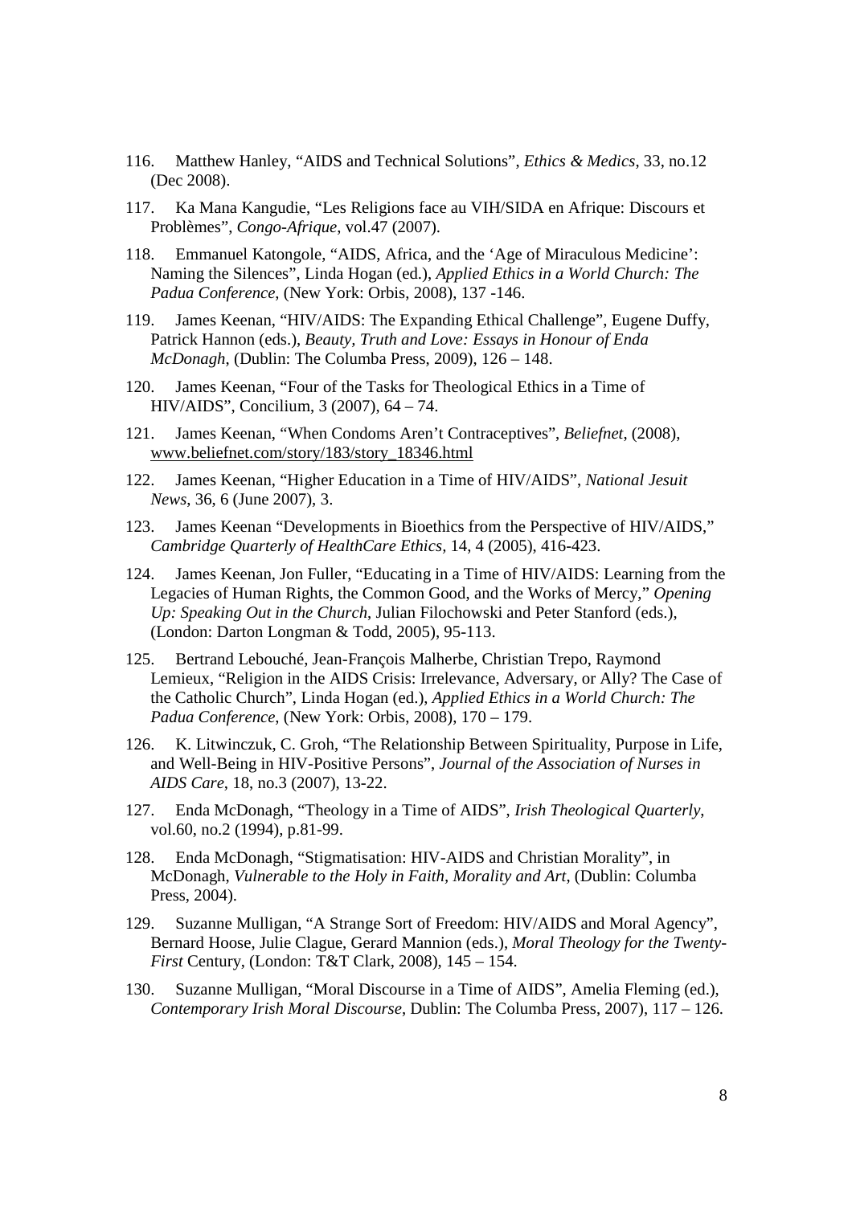116. Matthew Hanley, "AIDS and Technical Solutions", *Ethics & Medics*, 33, no.12 (Dec 2008).

117. Ka Mana Kangudie, "Les Religions face au VIH/SIDA en Afrique: Discours et Problèmes", *Congo-Afrique*, vol.47 (2007).

118. Emmanuel Katongole, "AIDS, Africa, and the 'Age of Miraculous Medicine': Naming the Silences", Linda Hogan (ed.), *Applied Ethics in a World Church: The Padua Conference*, (New York: Orbis, 2008), 137 -146.

119. James Keenan, "HIV/AIDS: The Expanding Ethical Challenge", Eugene Duffy, Patrick Hannon (eds.), *Beauty, Truth and Love: Essays in Honour of Enda McDonagh*, (Dublin: The Columba Press, 2009), 126 – 148.

120. James Keenan, "Four of the Tasks for Theological Ethics in a Time of HIV/AIDS", Concilium, 3 (2007), 64 – 74.

121. James Keenan, "When Condoms Aren't Contraceptives", *Beliefnet*, (2008), www.beliefnet.com/story/183/story_18346.html

122. James Keenan, "Higher Education in a Time of HIV/AIDS", *National Jesuit News*, 36, 6 (June 2007), 3.

123. James Keenan "Developments in Bioethics from the Perspective of HIV/AIDS," *Cambridge Quarterly of HealthCare Ethics*, 14, 4 (2005), 416-423.

124. James Keenan, Jon Fuller, "Educating in a Time of HIV/AIDS: Learning from the Legacies of Human Rights, the Common Good, and the Works of Mercy," *Opening Up: Speaking Out in the Church*, Julian Filochowski and Peter Stanford (eds.), (London: Darton Longman & Todd, 2005), 95-113.

125. Bertrand Lebouché, Jean-François Malherbe, Christian Trepo, Raymond Lemieux, "Religion in the AIDS Crisis: Irrelevance, Adversary, or Ally? The Case of the Catholic Church", Linda Hogan (ed.), *Applied Ethics in a World Church: The Padua Conference*, (New York: Orbis, 2008), 170 – 179.

126. K. Litwinczuk, C. Groh, "The Relationship Between Spirituality, Purpose in Life, and Well-Being in HIV-Positive Persons", *Journal of the Association of Nurses in AIDS Care*, 18, no.3 (2007), 13-22.

127. Enda McDonagh, "Theology in a Time of AIDS", *Irish Theological Quarterly*, vol.60, no.2 (1994), p.81-99.

128. Enda McDonagh, "Stigmatisation: HIV-AIDS and Christian Morality", in McDonagh, *Vulnerable to the Holy in Faith, Morality and Art*, (Dublin: Columba Press, 2004).

129. Suzanne Mulligan, "A Strange Sort of Freedom: HIV/AIDS and Moral Agency", Bernard Hoose, Julie Clague, Gerard Mannion (eds.), *Moral Theology for the Twenty-First* Century, (London: T&T Clark, 2008), 145 – 154.

130. Suzanne Mulligan, "Moral Discourse in a Time of AIDS", Amelia Fleming (ed.), *Contemporary Irish Moral Discourse*, Dublin: The Columba Press, 2007), 117 – 126.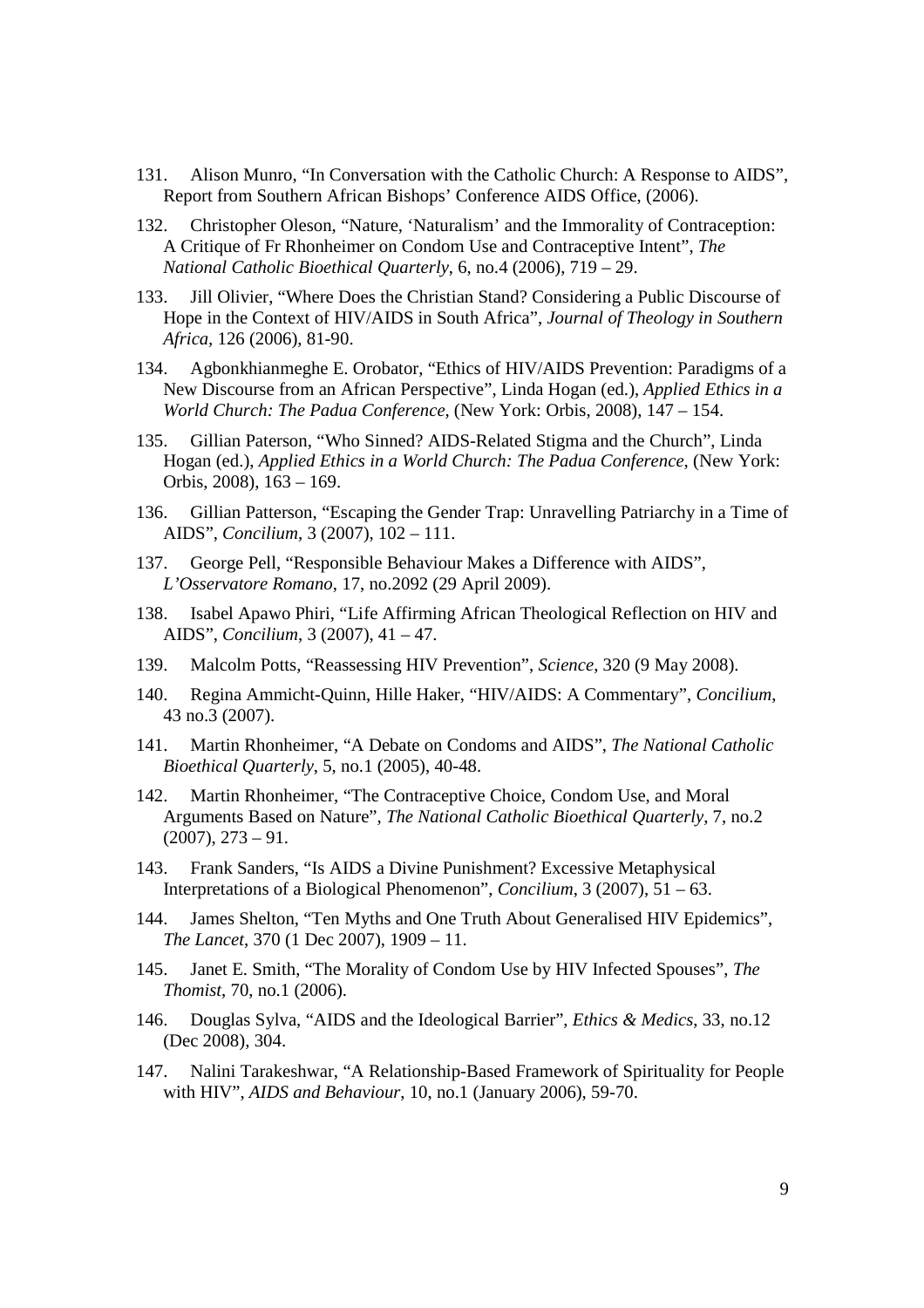131. Alison Munro, "In Conversation with the Catholic Church: A Response to AIDS", Report from Southern African Bishops' Conference AIDS Office, (2006).

132. Christopher Oleson, "Nature, 'Naturalism' and the Immorality of Contraception: A Critique of Fr Rhonheimer on Condom Use and Contraceptive Intent", *The National Catholic Bioethical Quarterly*, 6, no.4 (2006), 719 – 29.

133. Jill Olivier, "Where Does the Christian Stand? Considering a Public Discourse of Hope in the Context of HIV/AIDS in South Africa", *Journal of Theology in Southern Africa*, 126 (2006), 81-90.

134. Agbonkhianmeghe E. Orobator, "Ethics of HIV/AIDS Prevention: Paradigms of a New Discourse from an African Perspective", Linda Hogan (ed.), *Applied Ethics in a World Church: The Padua Conference*, (New York: Orbis, 2008), 147 – 154.

135. Gillian Paterson, "Who Sinned? AIDS-Related Stigma and the Church", Linda Hogan (ed.), *Applied Ethics in a World Church: The Padua Conference*, (New York: Orbis, 2008), 163 – 169.

136. Gillian Patterson, "Escaping the Gender Trap: Unravelling Patriarchy in a Time of AIDS", *Concilium*, 3 (2007), 102 – 111.

137. George Pell, "Responsible Behaviour Makes a Difference with AIDS", *L'Osservatore Romano*, 17, no.2092 (29 April 2009).

138. Isabel Apawo Phiri, "Life Affirming African Theological Reflection on HIV and AIDS", *Concilium*, 3 (2007), 41 – 47.

139. Malcolm Potts, "Reassessing HIV Prevention", *Science*, 320 (9 May 2008).

140. Regina Ammicht-Quinn, Hille Haker, "HIV/AIDS: A Commentary", *Concilium*, 43 no.3 (2007).

141. Martin Rhonheimer, "A Debate on Condoms and AIDS", *The National Catholic Bioethical Quarterly*, 5, no.1 (2005), 40-48.

142. Martin Rhonheimer, "The Contraceptive Choice, Condom Use, and Moral Arguments Based on Nature", *The National Catholic Bioethical Quarterly*, 7, no.2 (2007), 273 – 91.

143. Frank Sanders, "Is AIDS a Divine Punishment? Excessive Metaphysical Interpretations of a Biological Phenomenon", *Concilium*, 3 (2007), 51 – 63.

144. James Shelton, "Ten Myths and One Truth About Generalised HIV Epidemics", *The Lancet*, 370 (1 Dec 2007), 1909 – 11.

145. Janet E. Smith, "The Morality of Condom Use by HIV Infected Spouses", *The Thomist*, 70, no.1 (2006).

146. Douglas Sylva, "AIDS and the Ideological Barrier", *Ethics & Medics*, 33, no.12 (Dec 2008), 304.

147. Nalini Tarakeshwar, "A Relationship-Based Framework of Spirituality for People with HIV", *AIDS and Behaviour*, 10, no.1 (January 2006), 59-70.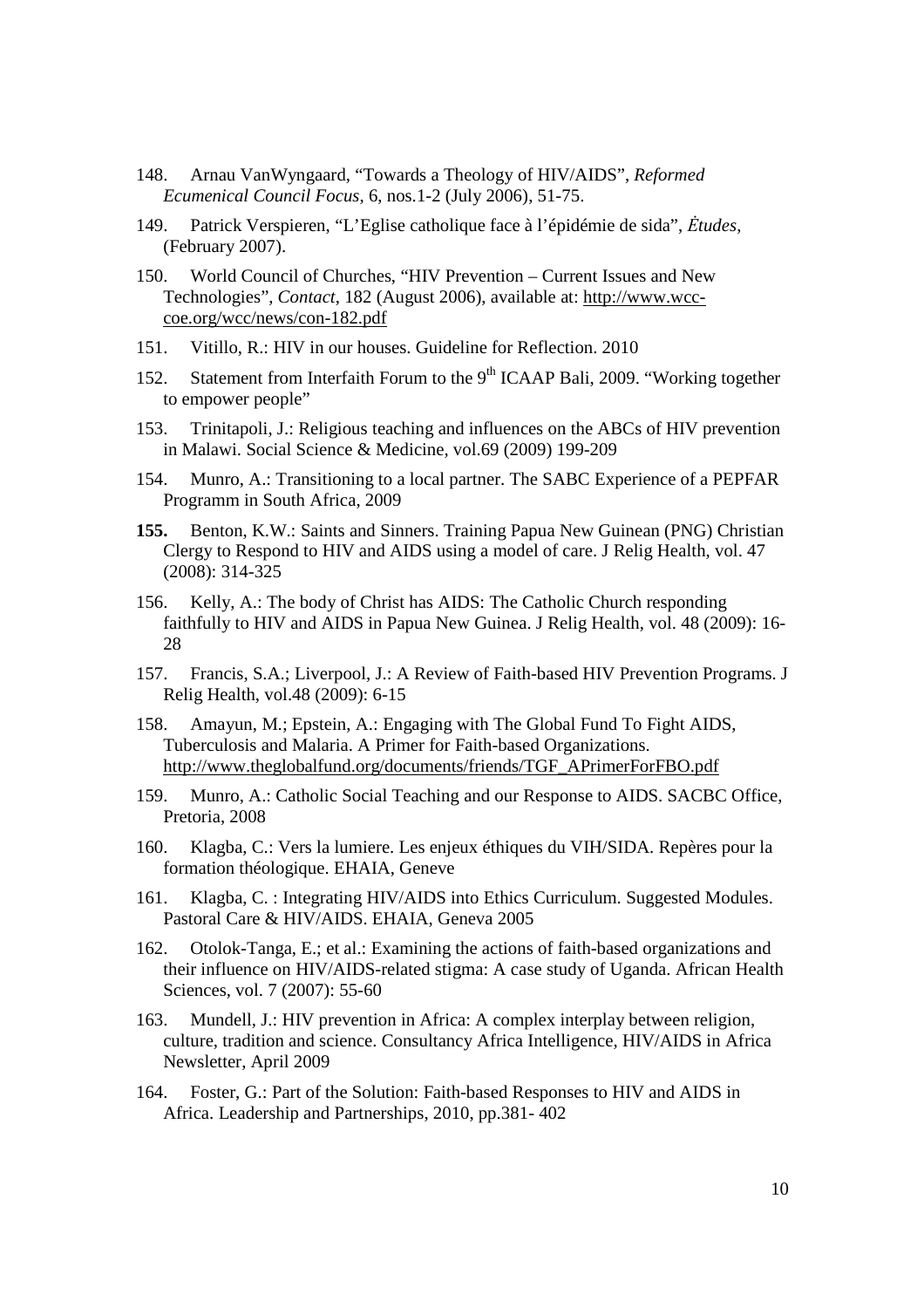148. Arnau VanWyngaard, “Towards a Theology of HIV/AIDS”, *Reformed Ecumenical Council Focus*, 6, nos.1-2 (July 2006), 51-75.

149. Patrick Verspieren, “L'Eglise catholique face à l'épidémie de sida”, *Ėtudes*, (February 2007).

150. World Council of Churches, “HIV Prevention – Current Issues and New Technologies”, *Contact*, 182 (August 2006), available at: http://www.wcc-coe.org/wcc/news/con-182.pdf

151. Vitillo, R.: HIV in our houses. Guideline for Reflection. 2010

152. Statement from Interfaith Forum to the 9th ICAAP Bali, 2009. “Working together to empower people”

153. Trinitapoli, J.: Religious teaching and influences on the ABCs of HIV prevention in Malawi. Social Science & Medicine, vol.69 (2009) 199-209

154. Munro, A.: Transitioning to a local partner. The SABC Experience of a PEPFAR Programm in South Africa, 2009

**155.** Benton, K.W.: Saints and Sinners. Training Papua New Guinean (PNG) Christian Clergy to Respond to HIV and AIDS using a model of care. J Relig Health, vol. 47 (2008): 314-325

156. Kelly, A.: The body of Christ has AIDS: The Catholic Church responding faithfully to HIV and AIDS in Papua New Guinea. J Relig Health, vol. 48 (2009): 16-28

157. Francis, S.A.; Liverpool, J.: A Review of Faith-based HIV Prevention Programs. J Relig Health, vol.48 (2009): 6-15

158. Amayun, M.; Epstein, A.: Engaging with The Global Fund To Fight AIDS, Tuberculosis and Malaria. A Primer for Faith-based Organizations. http://www.theglobalfund.org/documents/friends/TGF_APrimerForFBO.pdf

159. Munro, A.: Catholic Social Teaching and our Response to AIDS. SACBC Office, Pretoria, 2008

160. Klagba, C.: Vers la lumiere. Les enjeux éthiques du VIH/SIDA. Repères pour la formation théologique. EHAIA, Geneve

161. Klagba, C. : Integrating HIV/AIDS into Ethics Curriculum. Suggested Modules. Pastoral Care & HIV/AIDS. EHAIA, Geneva 2005

162. Otolok-Tanga, E.; et al.: Examining the actions of faith-based organizations and their influence on HIV/AIDS-related stigma: A case study of Uganda. African Health Sciences, vol. 7 (2007): 55-60

163. Mundell, J.: HIV prevention in Africa: A complex interplay between religion, culture, tradition and science. Consultancy Africa Intelligence, HIV/AIDS in Africa Newsletter, April 2009

164. Foster, G.: Part of the Solution: Faith-based Responses to HIV and AIDS in Africa. Leadership and Partnerships, 2010, pp.381- 402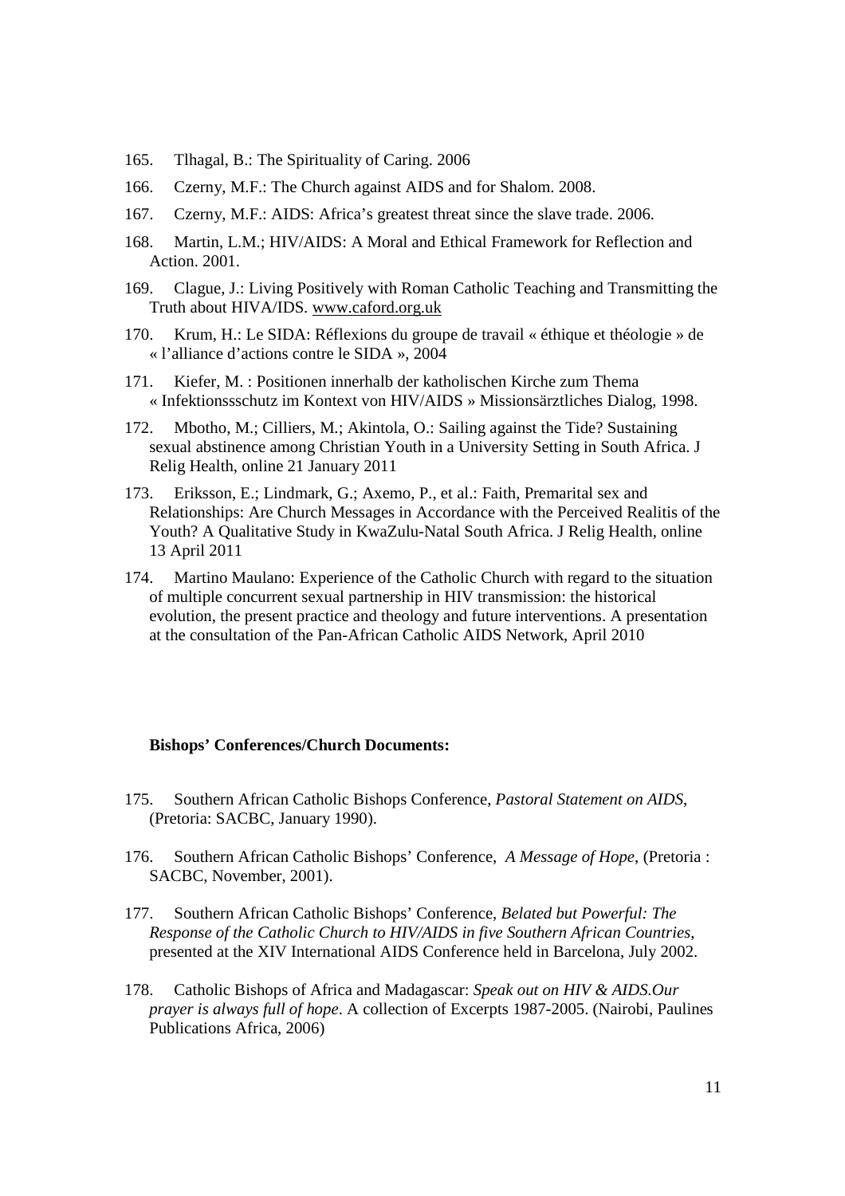165. Tlhagal, B.: The Spirituality of Caring. 2006

166. Czerny, M.F.: The Church against AIDS and for Shalom. 2008.

167. Czerny, M.F.: AIDS: Africa's greatest threat since the slave trade. 2006.

168. Martin, L.M.; HIV/AIDS: A Moral and Ethical Framework for Reflection and Action. 2001.

169. Clague, J.: Living Positively with Roman Catholic Teaching and Transmitting the Truth about HIVA/IDS. www.caford.org.uk

170. Krum, H.: Le SIDA: Réflexions du groupe de travail « éthique et théologie » de « l'alliance d'actions contre le SIDA », 2004

171. Kiefer, M. : Positionen innerhalb der katholischen Kirche zum Thema « Infektionssschutz im Kontext von HIV/AIDS » Missionsärztliches Dialog, 1998.

172. Mbotho, M.; Cilliers, M.; Akintola, O.: Sailing against the Tide? Sustaining sexual abstinence among Christian Youth in a University Setting in South Africa. J Relig Health, online 21 January 2011

173. Eriksson, E.; Lindmark, G.; Axemo, P., et al.: Faith, Premarital sex and Relationships: Are Church Messages in Accordance with the Perceived Realitis of the Youth? A Qualitative Study in KwaZulu-Natal South Africa. J Relig Health, online 13 April 2011

174. Martino Maulano: Experience of the Catholic Church with regard to the situation of multiple concurrent sexual partnership in HIV transmission: the historical evolution, the present practice and theology and future interventions. A presentation at the consultation of the Pan-African Catholic AIDS Network, April 2010

**Bishops' Conferences/Church Documents:**

175. Southern African Catholic Bishops Conference, *Pastoral Statement on AIDS*, (Pretoria: SACBC, January 1990).

176. Southern African Catholic Bishops' Conference, *A Message of Hope*, (Pretoria : SACBC, November, 2001).

177. Southern African Catholic Bishops' Conference, *Belated but Powerful: The Response of the Catholic Church to HIV/AIDS in five Southern African Countries*, presented at the XIV International AIDS Conference held in Barcelona, July 2002.

178. Catholic Bishops of Africa and Madagascar: *Speak out on HIV & AIDS.Our prayer is always full of hope*. A collection of Excerpts 1987-2005. (Nairobi, Paulines Publications Africa, 2006)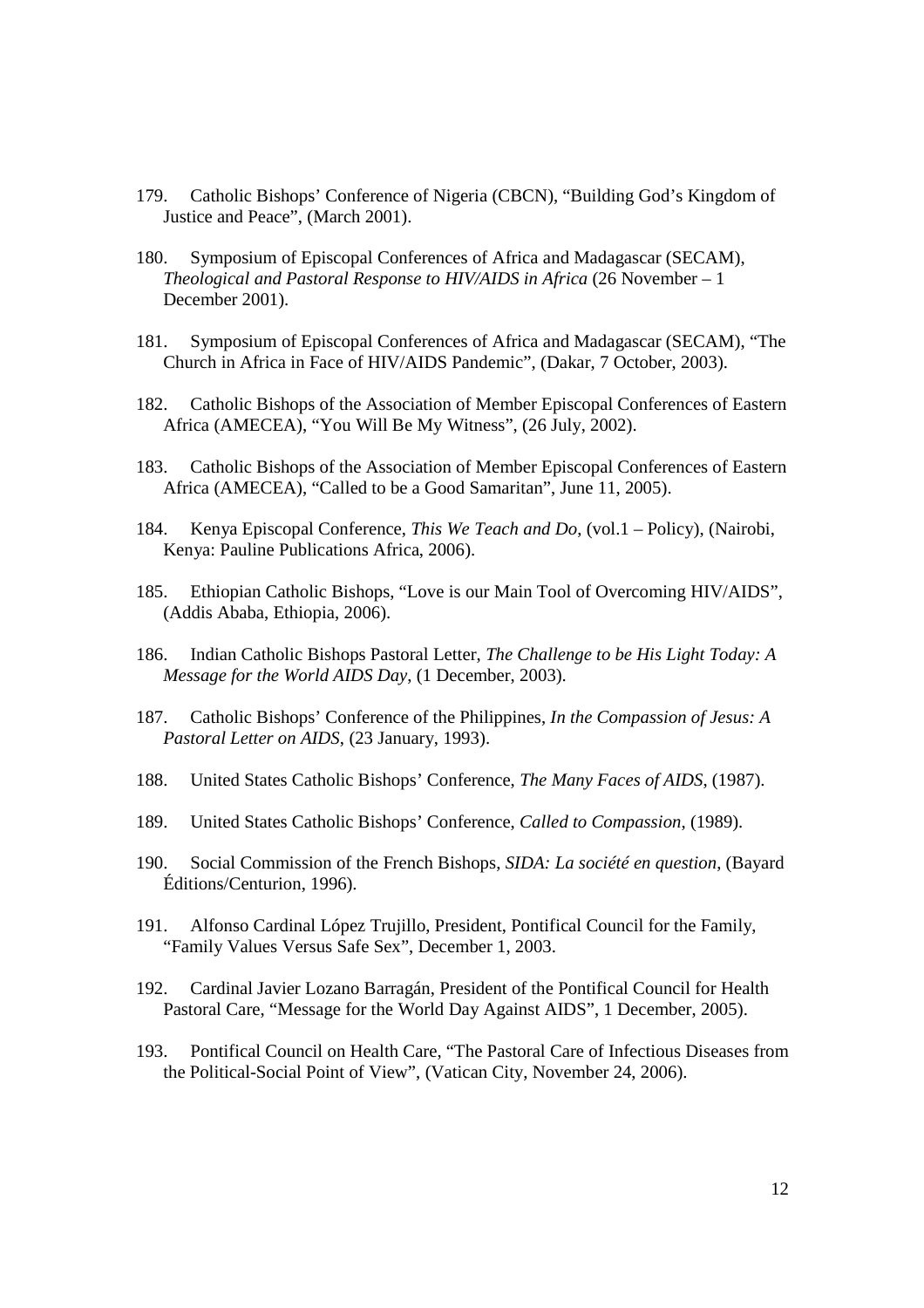179. Catholic Bishops' Conference of Nigeria (CBCN), "Building God's Kingdom of Justice and Peace", (March 2001).

180. Symposium of Episcopal Conferences of Africa and Madagascar (SECAM), *Theological and Pastoral Response to HIV/AIDS in Africa* (26 November – 1 December 2001).

181. Symposium of Episcopal Conferences of Africa and Madagascar (SECAM), "The Church in Africa in Face of HIV/AIDS Pandemic", (Dakar, 7 October, 2003).

182. Catholic Bishops of the Association of Member Episcopal Conferences of Eastern Africa (AMECEA), "You Will Be My Witness", (26 July, 2002).

183. Catholic Bishops of the Association of Member Episcopal Conferences of Eastern Africa (AMECEA), "Called to be a Good Samaritan", June 11, 2005).

184. Kenya Episcopal Conference, *This We Teach and Do*, (vol.1 – Policy), (Nairobi, Kenya: Pauline Publications Africa, 2006).

185. Ethiopian Catholic Bishops, "Love is our Main Tool of Overcoming HIV/AIDS", (Addis Ababa, Ethiopia, 2006).

186. Indian Catholic Bishops Pastoral Letter, *The Challenge to be His Light Today: A Message for the World AIDS Day*, (1 December, 2003).

187. Catholic Bishops' Conference of the Philippines, *In the Compassion of Jesus: A Pastoral Letter on AIDS*, (23 January, 1993).

188. United States Catholic Bishops' Conference, *The Many Faces of AIDS*, (1987).

189. United States Catholic Bishops' Conference, *Called to Compassion*, (1989).

190. Social Commission of the French Bishops, *SIDA: La société en question*, (Bayard Éditions/Centurion, 1996).

191. Alfonso Cardinal López Trujillo, President, Pontifical Council for the Family, "Family Values Versus Safe Sex", December 1, 2003.

192. Cardinal Javier Lozano Barragán, President of the Pontifical Council for Health Pastoral Care, "Message for the World Day Against AIDS", 1 December, 2005).

193. Pontifical Council on Health Care, "The Pastoral Care of Infectious Diseases from the Political-Social Point of View", (Vatican City, November 24, 2006).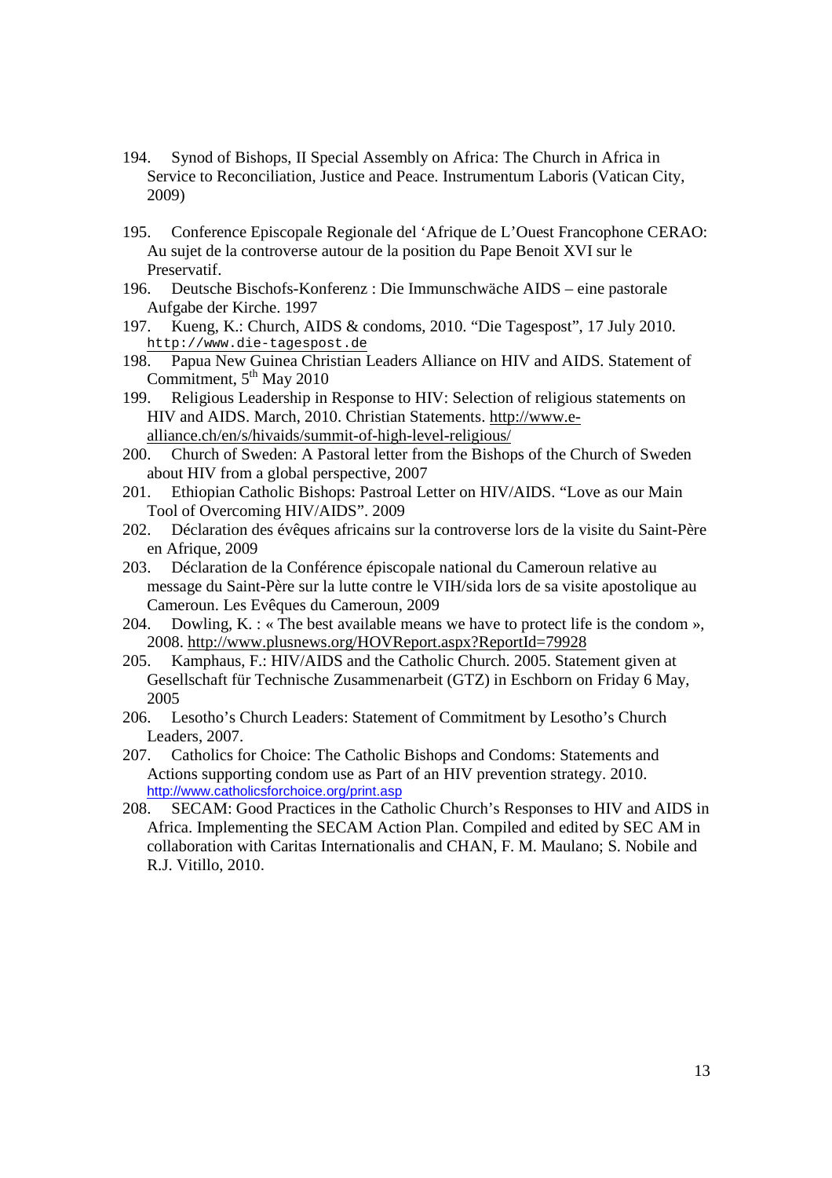194. Synod of Bishops, II Special Assembly on Africa: The Church in Africa in Service to Reconciliation, Justice and Peace. Instrumentum Laboris (Vatican City, 2009)

195. Conference Episcopale Regionale del 'Afrique de L'Ouest Francophone CERAO: Au sujet de la controverse autour de la position du Pape Benoit XVI sur le Preservatif.

196. Deutsche Bischofs-Konferenz : Die Immunschwäche AIDS – eine pastorale Aufgabe der Kirche. 1997

197. Kueng, K.: Church, AIDS & condoms, 2010. "Die Tagespost", 17 July 2010. http://www.die-tagespost.de

198. Papua New Guinea Christian Leaders Alliance on HIV and AIDS. Statement of Commitment, 5th May 2010

199. Religious Leadership in Response to HIV: Selection of religious statements on HIV and AIDS. March, 2010. Christian Statements. http://www.e-alliance.ch/en/s/hivaids/summit-of-high-level-religious/

200. Church of Sweden: A Pastoral letter from the Bishops of the Church of Sweden about HIV from a global perspective, 2007

201. Ethiopian Catholic Bishops: Pastroal Letter on HIV/AIDS. "Love as our Main Tool of Overcoming HIV/AIDS". 2009

202. Déclaration des évêques africains sur la controverse lors de la visite du Saint-Père en Afrique, 2009

203. Déclaration de la Conférence épiscopale national du Cameroun relative au message du Saint-Père sur la lutte contre le VIH/sida lors de sa visite apostolique au Cameroun. Les Evêques du Cameroun, 2009

204. Dowling, K. : « The best available means we have to protect life is the condom », 2008. http://www.plusnews.org/HOVReport.aspx?ReportId=79928

205. Kamphaus, F.: HIV/AIDS and the Catholic Church. 2005. Statement given at Gesellschaft für Technische Zusammenarbeit (GTZ) in Eschborn on Friday 6 May, 2005

206. Lesotho's Church Leaders: Statement of Commitment by Lesotho's Church Leaders, 2007.

207. Catholics for Choice: The Catholic Bishops and Condoms: Statements and Actions supporting condom use as Part of an HIV prevention strategy. 2010. http://www.catholicsforchoice.org/print.asp

208. SECAM: Good Practices in the Catholic Church's Responses to HIV and AIDS in Africa. Implementing the SECAM Action Plan. Compiled and edited by SEC AM in collaboration with Caritas Internationalis and CHAN, F. M. Maulano; S. Nobile and R.J. Vitillo, 2010.